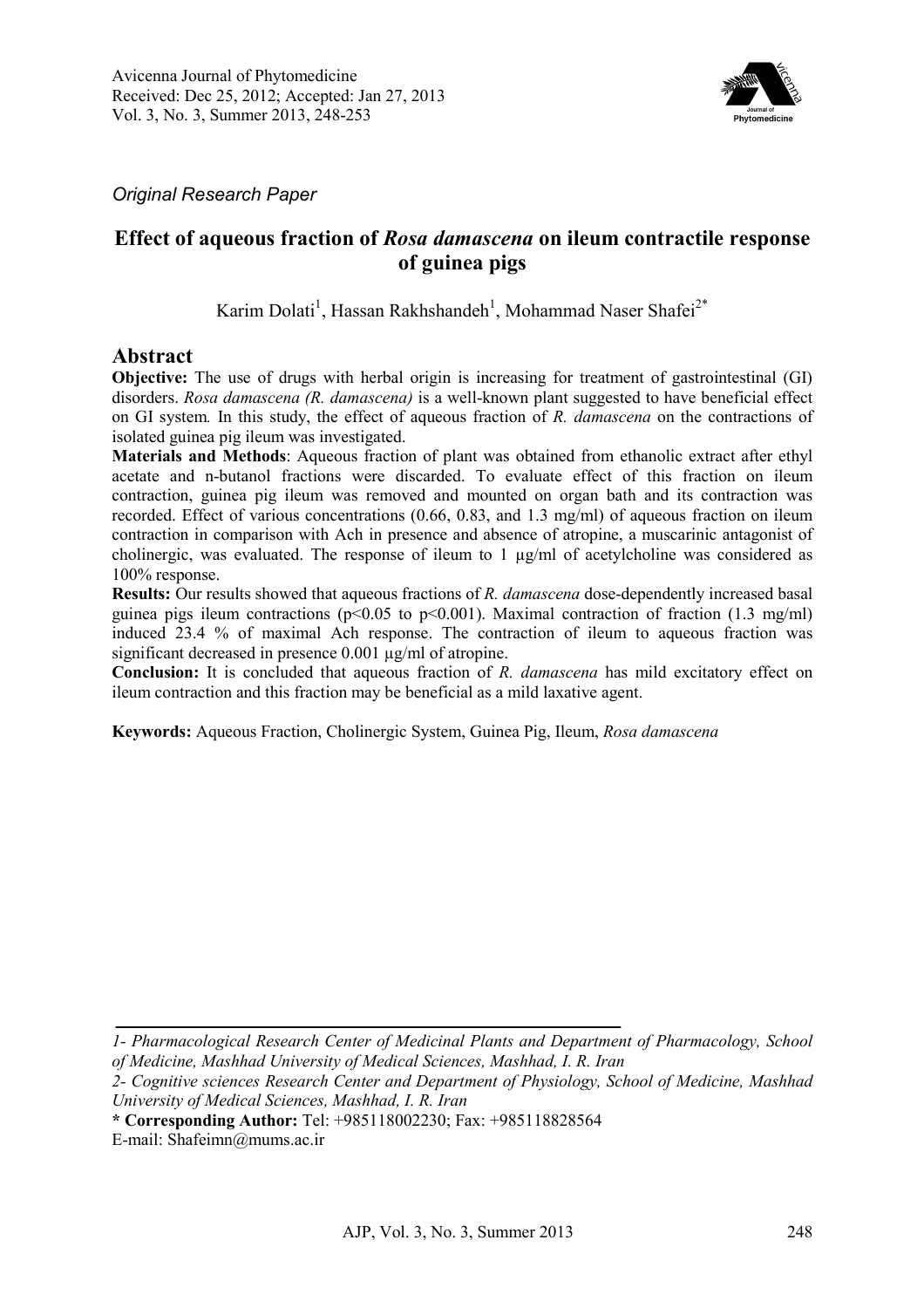*Original Research Paper*

# Effect of aqueous fraction of *Rosa damascena* on ileum contractile response of guinea pigs

Karim Dolati[1], Hassan Rakhshandeh[1], Mohammad Naser Shafei[2*]

## Abstract

**Objective:** The use of drugs with herbal origin is increasing for treatment of gastrointestinal (GI) disorders. *Rosa damascena (R. damascena)* is a well-known plant suggested to have beneficial effect on GI system*.* In this study, the effect of aqueous fraction of *R. damascena* on the contractions of isolated guinea pig ileum was investigated.

**Materials and Methods**: Aqueous fraction of plant was obtained from ethanolic extract after ethyl acetate and n-butanol fractions were discarded. To evaluate effect of this fraction on ileum contraction, guinea pig ileum was removed and mounted on organ bath and its contraction was recorded. Effect of various concentrations (0.66, 0.83, and 1.3 mg/ml) of aqueous fraction on ileum contraction in comparison with Ach in presence and absence of atropine, a muscarinic antagonist of cholinergic, was evaluated. The response of ileum to 1 µg/ml of acetylcholine was considered as 100% response.

**Results:** Our results showed that aqueous fractions of *R. damascena* dose-dependently increased basal guinea pigs ileum contractions ($p<0.05$ to $p<0.001$). Maximal contraction of fraction (1.3 mg/ml) induced 23.4 % of maximal Ach response. The contraction of ileum to aqueous fraction was significant decreased in presence 0.001 µg/ml of atropine.

**Conclusion:** It is concluded that aqueous fraction of *R. damascena* has mild excitatory effect on ileum contraction and this fraction may be beneficial as a mild laxative agent.

**Keywords:** Aqueous Fraction, Cholinergic System, Guinea Pig, Ileum, *Rosa damascena*

---

*1- Pharmacological Research Center of Medicinal Plants and Department of Pharmacology, School of Medicine, Mashhad University of Medical Sciences, Mashhad, I. R. Iran*

*2- Cognitive sciences Research Center and Department of Physiology, School of Medicine, Mashhad University of Medical Sciences, Mashhad, I. R. Iran*

**\* Corresponding Author:** Tel: +985118002230; Fax: +985118828564

E-mail: Shafeimn@mums.ac.ir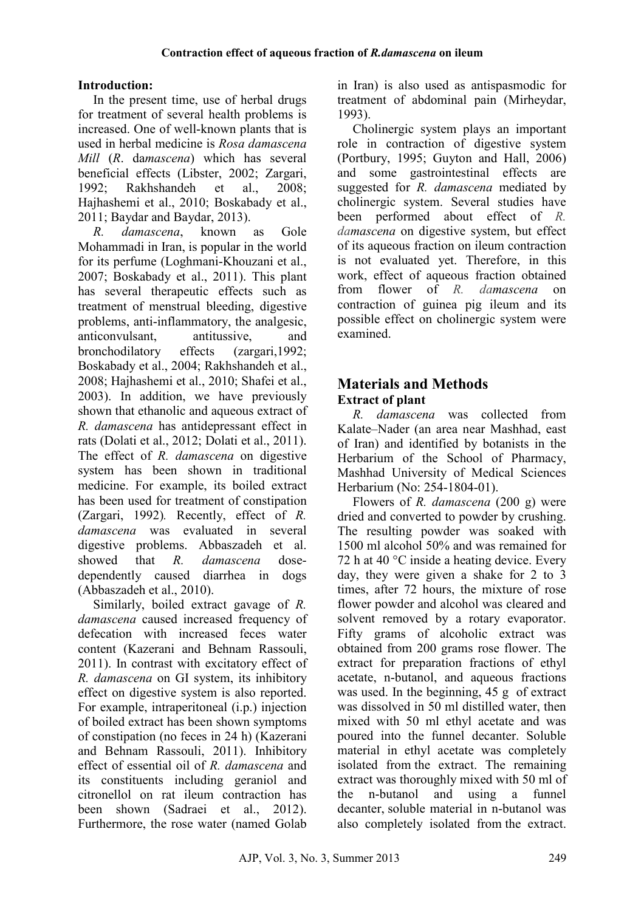## Introduction:

In the present time, use of herbal drugs for treatment of several health problems is increased. One of well-known plants that is used in herbal medicine is *Rosa damascena Mill* (*R. damascena*) which has several beneficial effects (Libster, 2002; Zargari, 1992; Rakhshandeh et al., 2008; Hajhashemi et al., 2010; Boskabady et al., 2011; Baydar and Baydar, 2013).

*R. damascena*, known as Gole Mohammadi in Iran, is popular in the world for its perfume (Loghmani-Khouzani et al., 2007; Boskabady et al., 2011). This plant has several therapeutic effects such as treatment of menstrual bleeding, digestive problems, anti-inflammatory, the analgesic, anticonvulsant, antitussive, and bronchodilatory effects (zargari,1992; Boskabady et al., 2004; Rakhshandeh et al., 2008; Hajhashemi et al., 2010; Shafei et al., 2003). In addition, we have previously shown that ethanolic and aqueous extract of *R. damascena* has antidepressant effect in rats (Dolati et al., 2012; Dolati et al., 2011). The effect of *R. damascena* on digestive system has been shown in traditional medicine. For example, its boiled extract has been used for treatment of constipation (Zargari, 1992). Recently, effect of *R. damascena* was evaluated in several digestive problems. Abbaszadeh et al. showed that *R. damascena* dose-dependently caused diarrhea in dogs (Abbaszadeh et al., 2010).

Similarly, boiled extract gavage of *R. damascena* caused increased frequency of defecation with increased feces water content (Kazerani and Behnam Rassouli, 2011). In contrast with excitatory effect of *R. damascena* on GI system, its inhibitory effect on digestive system is also reported. For example, intraperitoneal (i.p.) injection of boiled extract has been shown symptoms of constipation (no feces in 24 h) (Kazerani and Behnam Rassouli, 2011). Inhibitory effect of essential oil of *R. damascena* and its constituents including geraniol and citronellol on rat ileum contraction has been shown (Sadraei et al., 2012). Furthermore, the rose water (named Golab in Iran) is also used as antispasmodic for treatment of abdominal pain (Mirheydar, 1993).

Cholinergic system plays an important role in contraction of digestive system (Portbury, 1995; Guyton and Hall, 2006) and some gastrointestinal effects are suggested for *R. damascena* mediated by cholinergic system. Several studies have been performed about effect of *R. damascena* on digestive system, but effect of its aqueous fraction on ileum contraction is not evaluated yet. Therefore, in this work, effect of aqueous fraction obtained from flower of *R. damascena* on contraction of guinea pig ileum and its possible effect on cholinergic system were examined.

## Materials and Methods

### Extract of plant

*R. damascena* was collected from Kalate–Nader (an area near Mashhad, east of Iran) and identified by botanists in the Herbarium of the School of Pharmacy, Mashhad University of Medical Sciences Herbarium (No: 254-1804-01).

Flowers of *R. damascena* (200 g) were dried and converted to powder by crushing. The resulting powder was soaked with 1500 ml alcohol 50% and was remained for 72 h at 40 °C inside a heating device. Every day, they were given a shake for 2 to 3 times, after 72 hours, the mixture of rose flower powder and alcohol was cleared and solvent removed by a rotary evaporator. Fifty grams of alcoholic extract was obtained from 200 grams rose flower. The extract for preparation fractions of ethyl acetate, n-butanol, and aqueous fractions was used. In the beginning, 45 g of extract was dissolved in 50 ml distilled water, then mixed with 50 ml ethyl acetate and was poured into the funnel decanter. Soluble material in ethyl acetate was completely isolated from the extract. The remaining extract was thoroughly mixed with 50 ml of the n-butanol and using a funnel decanter, soluble material in n-butanol was also completely isolated from the extract.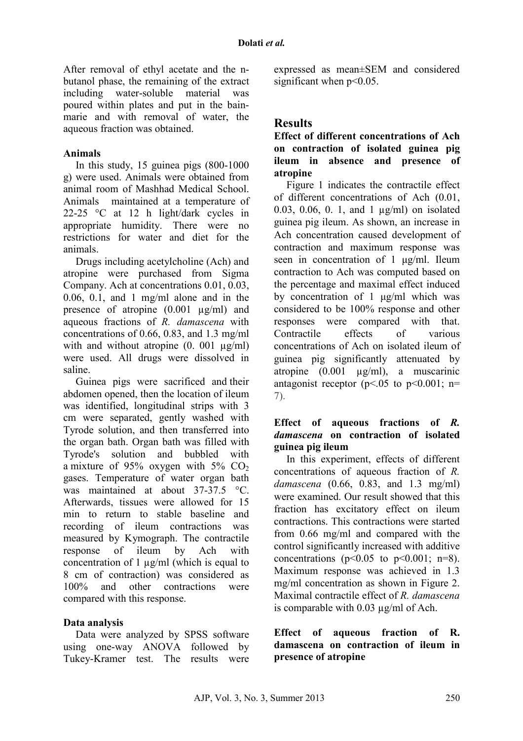After removal of ethyl acetate and the n-butanol phase, the remaining of the extract including water-soluble material was poured within plates and put in the bain-marie and with removal of water, the aqueous fraction was obtained.

### Animals

In this study, 15 guinea pigs (800-1000 g) were used. Animals were obtained from animal room of Mashhad Medical School. Animals maintained at a temperature of 22-25 °C at 12 h light/dark cycles in appropriate humidity. There were no restrictions for water and diet for the animals.

Drugs including acetylcholine (Ach) and atropine were purchased from Sigma Company. Ach at concentrations 0.01, 0.03, 0.06, 0.1, and 1 mg/ml alone and in the presence of atropine (0.001 µg/ml) and aqueous fractions of *R. damascena* with concentrations of 0.66, 0.83, and 1.3 mg/ml with and without atropine (0. 001 µg/ml) were used. All drugs were dissolved in saline.

Guinea pigs were sacrificed and their abdomen opened, then the location of ileum was identified, longitudinal strips with 3 cm were separated, gently washed with Tyrode solution, and then transferred into the organ bath. Organ bath was filled with Tyrode's solution and bubbled with a mixture of 95% oxygen with 5% $CO_2$ gases. Temperature of water organ bath was maintained at about 37-37.5 °C. Afterwards, tissues were allowed for 15 min to return to stable baseline and recording of ileum contractions was measured by Kymograph. The contractile response of ileum by Ach with concentration of 1 µg/ml (which is equal to 8 cm of contraction) was considered as 100% and other contractions were compared with this response.

### Data analysis

Data were analyzed by SPSS software using one-way ANOVA followed by Tukey-Kramer test. The results were expressed as mean±SEM and considered significant when $p<0.05$.

## Results

### Effect of different concentrations of Ach on contraction of isolated guinea pig ileum in absence and presence of atropine

Figure 1 indicates the contractile effect of different concentrations of Ach (0.01, 0.03, 0.06, 0. 1, and 1 µg/ml) on isolated guinea pig ileum. As shown, an increase in Ach concentration caused development of contraction and maximum response was seen in concentration of 1 µg/ml. Ileum contraction to Ach was computed based on the percentage and maximal effect induced by concentration of 1 µg/ml which was considered to be 100% response and other responses were compared with that. Contractile effects of various concentrations of Ach on isolated ileum of guinea pig significantly attenuated by atropine (0.001 µg/ml), a muscarinic antagonist receptor ($p<.05$ to $p<0.001$; n= 7).

### Effect of aqueous fractions of *R. damascena* on contraction of isolated guinea pig ileum

In this experiment, effects of different concentrations of aqueous fraction of *R. damascena* (0.66, 0.83, and 1.3 mg/ml) were examined. Our result showed that this fraction has excitatory effect on ileum contractions. This contractions were started from 0.66 mg/ml and compared with the control significantly increased with additive concentrations ($p<0.05$ to $p<0.001$; n=8). Maximum response was achieved in 1.3 mg/ml concentration as shown in Figure 2. Maximal contractile effect of *R. damascena* is comparable with 0.03 µg/ml of Ach.

### Effect of aqueous fraction of R. damascena on contraction of ileum in presence of atropine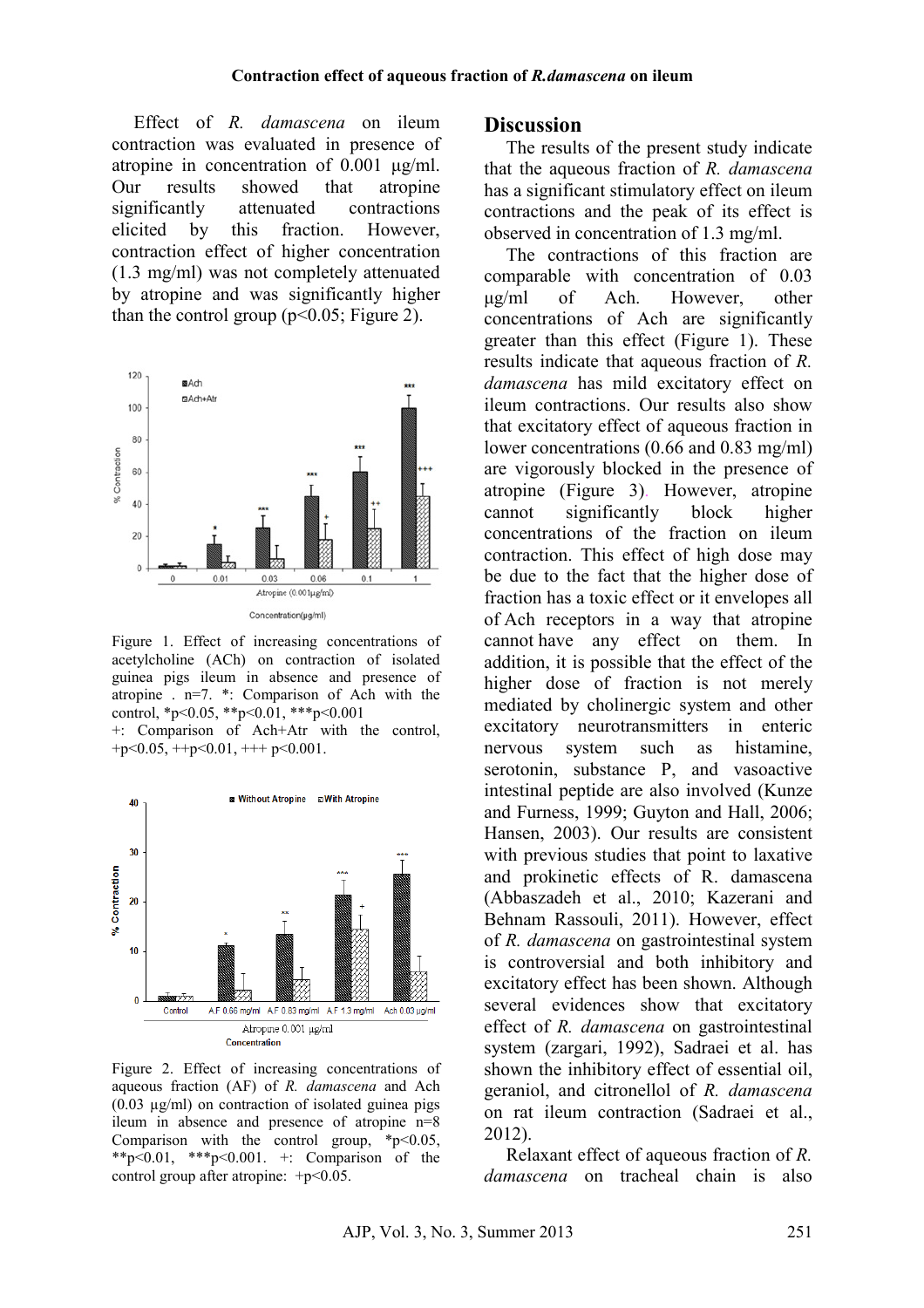### Contraction effect of aqueous fraction of *R.damascena* on ileum

Effect of *R. damascena* on ileum contraction was evaluated in presence of atropine in concentration of 0.001 µg/ml. Our results showed that atropine significantly attenuated contractions elicited by this fraction. However, contraction effect of higher concentration (1.3 mg/ml) was not completely attenuated by atropine and was significantly higher than the control group ($p<0.05$; Figure 2).

Figure 1. Effect of increasing concentrations of acetylcholine (ACh) on contraction of isolated guinea pigs ileum in absence and presence of atropine . n=7. *: Comparison of Ach with the control, *p<0.05, **p<0.01, ***p<0.001
+: Comparison of Ach+Atr with the control, +p<0.05, ++p<0.01, +++ p<0.001.

Figure 2. Effect of increasing concentrations of aqueous fraction (AF) of *R. damascena* and Ach (0.03 µg/ml) on contraction of isolated guinea pigs ileum in absence and presence of atropine n=8 Comparison with the control group, *p<0.05, **p<0.01, ***p<0.001. +: Comparison of the control group after atropine: +p<0.05.

## Discussion

The results of the present study indicate that the aqueous fraction of *R. damascena* has a significant stimulatory effect on ileum contractions and the peak of its effect is observed in concentration of 1.3 mg/ml.

The contractions of this fraction are comparable with concentration of 0.03 µg/ml of Ach. However, other concentrations of Ach are significantly greater than this effect (Figure 1). These results indicate that aqueous fraction of *R. damascena* has mild excitatory effect on ileum contractions. Our results also show that excitatory effect of aqueous fraction in lower concentrations (0.66 and 0.83 mg/ml) are vigorously blocked in the presence of atropine (Figure 3). However, atropine cannot significantly block higher concentrations of the fraction on ileum contraction. This effect of high dose may be due to the fact that the higher dose of fraction has a toxic effect or it envelopes all of Ach receptors in a way that atropine cannot have any effect on them. In addition, it is possible that the effect of the higher dose of fraction is not merely mediated by cholinergic system and other excitatory neurotransmitters in enteric nervous system such as histamine, serotonin, substance P, and vasoactive intestinal peptide are also involved (Kunze and Furness, 1999; Guyton and Hall, 2006; Hansen, 2003). Our results are consistent with previous studies that point to laxative and prokinetic effects of R. damascena (Abbaszadeh et al., 2010; Kazerani and Behnam Rassouli, 2011). However, effect of *R. damascena* on gastrointestinal system is controversial and both inhibitory and excitatory effect has been shown. Although several evidences show that excitatory effect of *R. damascena* on gastrointestinal system (zargari, 1992), Sadraei et al. has shown the inhibitory effect of essential oil, geraniol, and citronellol of *R. damascena* on rat ileum contraction (Sadraei et al., 2012).

Relaxant effect of aqueous fraction of *R. damascena* on tracheal chain is also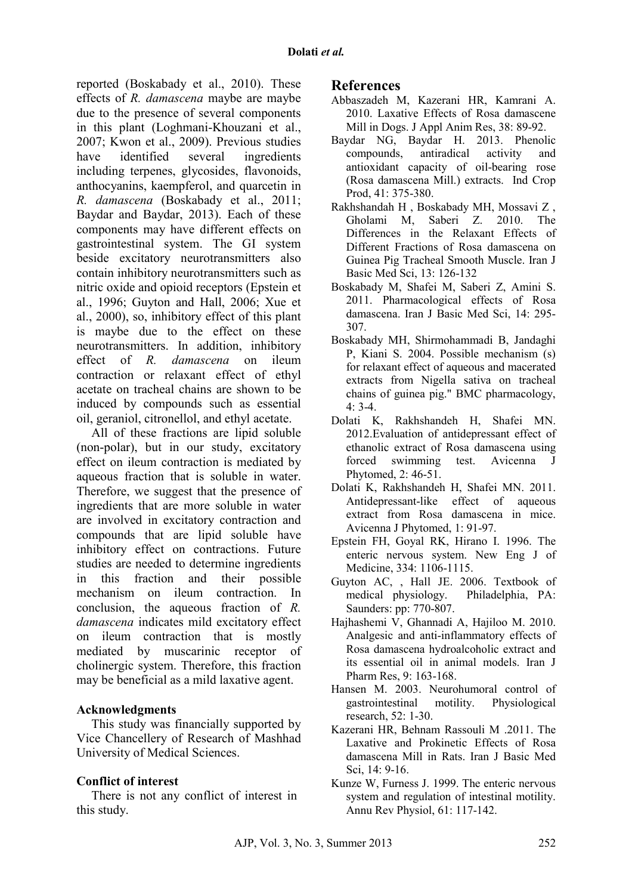reported (Boskabady et al., 2010). These effects of *R. damascena* maybe are maybe due to the presence of several components in this plant (Loghmani-Khouzani et al., 2007; Kwon et al., 2009). Previous studies have identified several ingredients including terpenes, glycosides, flavonoids, anthocyanins, kaempferol, and quarcetin in *R. damascena* (Boskabady et al., 2011; Baydar and Baydar, 2013). Each of these components may have different effects on gastrointestinal system. The GI system beside excitatory neurotransmitters also contain inhibitory neurotransmitters such as nitric oxide and opioid receptors (Epstein et al., 1996; Guyton and Hall, 2006; Xue et al., 2000), so, inhibitory effect of this plant is maybe due to the effect on these neurotransmitters. In addition, inhibitory effect of *R. damascena* on ileum contraction or relaxant effect of ethyl acetate on tracheal chains are shown to be induced by compounds such as essential oil, geraniol, citronellol, and ethyl acetate.

All of these fractions are lipid soluble (non-polar), but in our study, excitatory effect on ileum contraction is mediated by aqueous fraction that is soluble in water. Therefore, we suggest that the presence of ingredients that are more soluble in water are involved in excitatory contraction and compounds that are lipid soluble have inhibitory effect on contractions. Future studies are needed to determine ingredients in this fraction and their possible mechanism on ileum contraction. In conclusion, the aqueous fraction of *R. damascena* indicates mild excitatory effect on ileum contraction that is mostly mediated by muscarinic receptor of cholinergic system. Therefore, this fraction may be beneficial as a mild laxative agent.

### Acknowledgments

This study was financially supported by Vice Chancellery of Research of Mashhad University of Medical Sciences.

### Conflict of interest

There is not any conflict of interest in this study.

## References

Abbaszadeh M, Kazerani HR, Kamrani A. 2010. Laxative Effects of Rosa damascene Mill in Dogs. J Appl Anim Res, 38: 89-92.

Baydar NG, Baydar H. 2013. Phenolic compounds, antiradical activity and antioxidant capacity of oil-bearing rose (Rosa damascena Mill.) extracts. Ind Crop Prod, 41: 375-380.

Rakhshandah H , Boskabady MH, Mossavi Z , Gholami M, Saberi Z. 2010. The Differences in the Relaxant Effects of Different Fractions of Rosa damascena on Guinea Pig Tracheal Smooth Muscle. Iran J Basic Med Sci, 13: 126-132

Boskabady M, Shafei M, Saberi Z, Amini S. 2011. Pharmacological effects of Rosa damascena. Iran J Basic Med Sci, 14: 295-307.

Boskabady MH, Shirmohammadi B, Jandaghi P, Kiani S. 2004. Possible mechanism (s) for relaxant effect of aqueous and macerated extracts from Nigella sativa on tracheal chains of guinea pig." BMC pharmacology, 4: 3-4.

Dolati K, Rakhshandeh H, Shafei MN. 2012.Evaluation of antidepressant effect of ethanolic extract of Rosa damascena using forced swimming test. Avicenna J Phytomed, 2: 46-51.

Dolati K, Rakhshandeh H, Shafei MN. 2011. Antidepressant-like effect of aqueous extract from Rosa damascena in mice. Avicenna J Phytomed, 1: 91-97.

Epstein FH, Goyal RK, Hirano I. 1996. The enteric nervous system. New Eng J of Medicine, 334: 1106-1115.

Guyton AC, , Hall JE. 2006. Textbook of medical physiology. Philadelphia, PA: Saunders: pp: 770-807.

Hajhashemi V, Ghannadi A, Hajiloo M. 2010. Analgesic and anti-inflammatory effects of Rosa damascena hydroalcoholic extract and its essential oil in animal models. Iran J Pharm Res, 9: 163-168.

Hansen M. 2003. Neurohumoral control of gastrointestinal motility. Physiological research, 52: 1-30.

Kazerani HR, Behnam Rassouli M .2011. The Laxative and Prokinetic Effects of Rosa damascena Mill in Rats. Iran J Basic Med Sci, 14: 9-16.

Kunze W, Furness J. 1999. The enteric nervous system and regulation of intestinal motility. Annu Rev Physiol, 61: 117-142.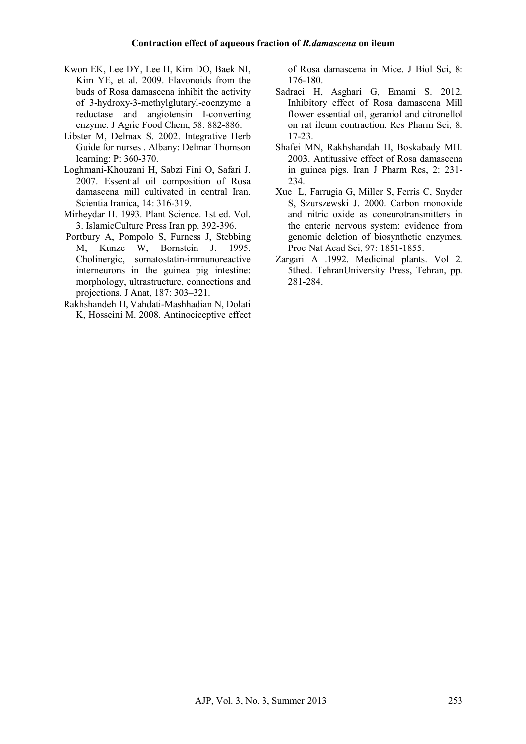Kwon EK, Lee DY, Lee H, Kim DO, Baek NI, Kim YE, et al. 2009. Flavonoids from the buds of Rosa damascena inhibit the activity of 3-hydroxy-3-methylglutaryl-coenzyme a reductase and angiotensin I-converting enzyme. J Agric Food Chem, 58: 882-886.

Libster M, Delmax S. 2002. Integrative Herb Guide for nurses . Albany: Delmar Thomson learning: P: 360-370.

Loghmani-Khouzani H, Sabzi Fini O, Safari J. 2007. Essential oil composition of Rosa damascena mill cultivated in central Iran. Scientia Iranica, 14: 316-319.

Mirheydar H. 1993. Plant Science. 1st ed. Vol. 3. IslamicCulture Press Iran pp. 392-396.

Portbury A, Pompolo S, Furness J, Stebbing M, Kunze W, Bornstein J. 1995. Cholinergic, somatostatin-immunoreactive interneurons in the guinea pig intestine: morphology, ultrastructure, connections and projections. J Anat, 187: 303–321.

Rakhshandeh H, Vahdati-Mashhadian N, Dolati K, Hosseini M. 2008. Antinociceptive effect of Rosa damascena in Mice. J Biol Sci, 8: 176-180.

Sadraei H, Asghari G, Emami S. 2012. Inhibitory effect of Rosa damascena Mill flower essential oil, geraniol and citronellol on rat ileum contraction. Res Pharm Sci, 8: 17-23.

Shafei MN, Rakhshandah H, Boskabady MH. 2003. Antitussive effect of Rosa damascena in guinea pigs. Iran J Pharm Res, 2: 231-234.

Xue L, Farrugia G, Miller S, Ferris C, Snyder S, Szurszewski J. 2000. Carbon monoxide and nitric oxide as coneurotransmitters in the enteric nervous system: evidence from genomic deletion of biosynthetic enzymes. Proc Nat Acad Sci, 97: 1851-1855.

Zargari A .1992. Medicinal plants. Vol 2. 5thed. TehranUniversity Press, Tehran, pp. 281-284.